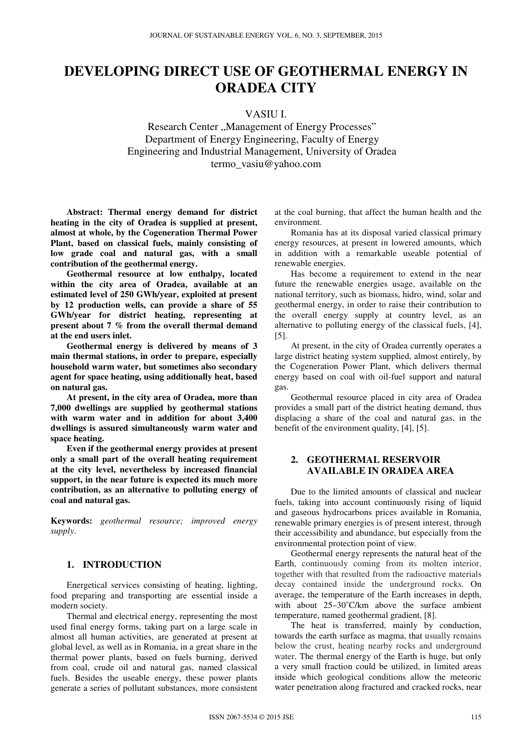# DEVELOPING DIRECT USE OF GEOTHERMAL ENERGY IN ORADEA CITY

VASIU I.

Research Center „Management of Energy Processes"
Department of Energy Engineering, Faculty of Energy Engineering and Industrial Management, University of Oradea
termo_vasiu@yahoo.com

**Abstract: Thermal energy demand for district heating in the city of Oradea is supplied at present, almost at whole, by the Cogeneration Thermal Power Plant, based on classical fuels, mainly consisting of low grade coal and natural gas, with a small contribution of the geothermal energy.**

**Geothermal resource at low enthalpy, located within the city area of Oradea, available at an estimated level of 250 GWh/year, exploited at present by 12 production wells, can provide a share of 55 GWh/year for district heating, representing at present about 7 % from the overall thermal demand at the end users inlet.**

**Geothermal energy is delivered by means of 3 main thermal stations, in order to prepare, especially household warm water, but sometimes also secondary agent for space heating, using additionally heat, based on natural gas.**

**At present, in the city area of Oradea, more than 7,000 dwellings are supplied by geothermal stations with warm water and in addition for about 3,400 dwellings is assured simultaneously warm water and space heating.**

**Even if the geothermal energy provides at present only a small part of the overall heating requirement at the city level, nevertheless by increased financial support, in the near future is expected its much more contribution, as an alternative to polluting energy of coal and natural gas.**

**Keywords:** *geothermal resource; improved energy supply*.

## 1. INTRODUCTION

Energetical services consisting of heating, lighting, food preparing and transporting are essential inside a modern society.

Thermal and electrical energy, representing the most used final energy forms, taking part on a large scale in almost all human activities, are generated at present at global level, as well as in Romania, in a great share in the thermal power plants, based on fuels burning, derived from coal, crude oil and natural gas, named classical fuels. Besides the useable energy, these power plants generate a series of pollutant substances, more consistent at the coal burning, that affect the human health and the environment.

Romania has at its disposal varied classical primary energy resources, at present in lowered amounts, which in addition with a remarkable useable potential of renewable energies.

Has become a requirement to extend in the near future the renewable energies usage, available on the national territory, such as biomass, hidro, wind, solar and geothermal energy, in order to raise their contribution to the overall energy supply at country level, as an alternative to polluting energy of the classical fuels, [4], [5].

At present, in the city of Oradea currently operates a large district heating system supplied, almost entirely, by the Cogeneration Power Plant, which delivers thermal energy based on coal with oil-fuel support and natural gas.

Geothermal resource placed in city area of Oradea provides a small part of the district heating demand, thus displacing a share of the coal and natural gas, in the benefit of the environment quality, [4], [5].

## 2. GEOTHERMAL RESERVOIR AVAILABLE IN ORADEA AREA

Due to the limited amounts of classical and nuclear fuels, taking into account continuously rising of liquid and gaseous hydrocarbons prices available in Romania, renewable primary energies is of present interest, through their accessibility and abundance, but especially from the environmental protection point of view.

Geothermal energy represents the natural heat of the Earth, continuously coming from its molten interior, together with that resulted from the radioactive materials decay contained inside the underground rocks. On average, the temperature of the Earth increases in depth, with about 25–30˚C/km above the surface ambient temperature, named geothermal gradient, [8].

The heat is transferred, mainly by conduction, towards the earth surface as magma, that usually remains below the crust, heating nearby rocks and underground water. The thermal energy of the Earth is huge, but only a very small fraction could be utilized, in limited areas inside which geological conditions allow the meteoric water penetration along fractured and cracked rocks, near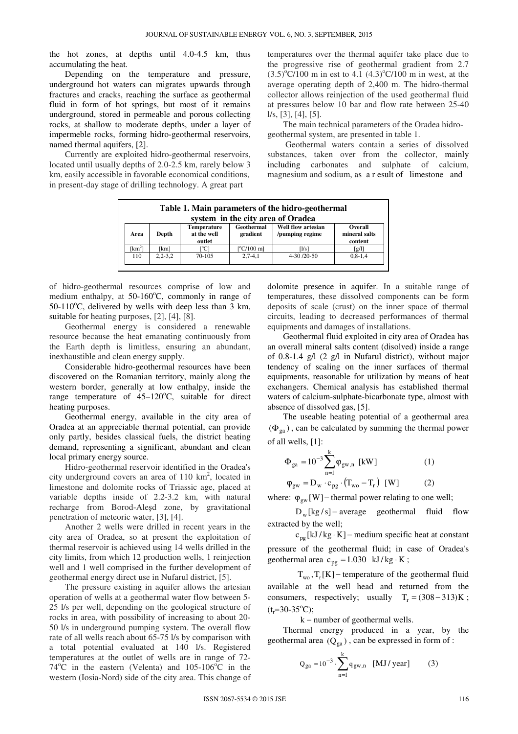the hot zones, at depths until 4.0-4.5 km, thus accumulating the heat.

Depending on the temperature and pressure, underground hot waters can migrates upwards through fractures and cracks, reaching the surface as geothermal fluid in form of hot springs, but most of it remains underground, stored in permeable and porous collecting rocks, at shallow to moderate depths, under a layer of impermeble rocks, forming hidro-geothermal reservoirs, named thermal aquifers, [2].

Currently are exploited hidro-geothermal reservoirs, located until usually depths of 2.0-2.5 km, rarely below 3 km, easily accessible in favorable economical conditions, in present-day stage of drilling technology. A great part of hidro-geothermal resources comprise of low and medium enthalpy, at 50-160°C, commonly in range of 50-110°C, delivered by wells with deep less than 3 km, suitable for heating purposes, [2], [4], [8].

Geothermal energy is considered a renewable resource because the heat emanating continuously from the Earth depth is limitless, ensuring an abundant, inexhaustible and clean energy supply.

Considerable hidro-geothermal resources have been discovered on the Romanian territory, mainly along the western border, generally at low enthalpy, inside the range temperature of 45–120°C, suitable for direct heating purposes.

Geothermal energy, available in the city area of Oradea at an appreciable thermal potential, can provide only partly, besides classical fuels, the district heating demand, representing a significant, abundant and clean local primary energy source.

Hidro-geothermal reservoir identified in the Oradea's city underground covers an area of 110 km$^2$, located in limestone and dolomite rocks of Triassic age, placed at variable depths inside of 2.2-3.2 km, with natural recharge from Borod-Aleşd zone, by gravitational penetration of meteoric water, [3], [4].

Another 2 wells were drilled in recent years in the city area of Oradea, so at present the exploitation of thermal reservoir is achieved using 14 wells drilled in the city limits, from which 12 production wells, 1 reinjection well and 1 well comprised in the further development of geothermal energy direct use in Nufarul district, [5].

The pressure existing in aquifer allows the artesian operation of wells at a geothermal water flow between 5-25 l/s per well, depending on the geological structure of rocks in area, with possibility of increasing to about 20-50 l/s in underground pumping system. The overall flow rate of all wells reach about 65-75 l/s by comparison with a total potential evaluated at 140 l/s. Registered temperatures at the outlet of wells are in range of 72-74°C in the eastern (Velenta) and 105-106°C in the western (Iosia-Nord) side of the city area. This change of temperatures over the thermal aquifer take place due to the progressive rise of geothermal gradient from 2.7 (3.5)°C/100 m in est to 4.1 (4.3)°C/100 m in west, at the average operating depth of 2,400 m. The hidro-thermal collector allows reinjection of the used geothermal fluid at pressures below 10 bar and flow rate between 25-40 l/s, [3], [4], [5].

The main technical parameters of the Oradea hidro-geothermal system, are presented in table 1.

**Table 1. Main parameters of the hidro-geothermal system in the city area of Oradea**

| Area | Depth | Temperature at the well outlet | Geothermal gradient | Well flow artesian /pumping regime | Overall mineral salts content |
|---|---|---|---|---|---|
| [km$^2$] | [km] | [°C] | [°C/100 m] | [l/s] | [g/l] |
| 110 | 2,2-3,2 | 70-105 | 2,7-4,1 | 4-30 /20-50 | 0,8-1,4 |

Geothermal waters contain a series of dissolved substances, taken over from the collector, mainly including carbonates and sulphate of calcium, magnesium and sodium, as a result of limestone and dolomite presence in aquifer. In a suitable range of temperatures, these dissolved components can be form deposits of scale (crust) on the inner space of thermal circuits, leading to decreased performances of thermal equipments and damages of installations.

Geothermal fluid exploited in city area of Oradea has an overall mineral salts content (disolved) inside a range of 0.8-1.4 g/l (2 g/l in Nufarul district), without major tendency of scaling on the inner surfaces of thermal equipments, reasonable for utilization by means of heat exchangers. Chemical analysis has established thermal waters of calcium-sulphate-bicarbonate type, almost with absence of dissolved gas, [5].

The useable heating potential of a geothermal area $(\Phi_{ga})$, can be calculated by summing the thermal power of all wells, [1]:

$$\Phi_{ga} = 10^{-3} \sum_{n=1}^{k} \varphi_{gw,n} \ \ [\text{kW}] \qquad (1)$$

$$\varphi_{gw} = D_w \cdot c_{pg} \cdot (T_{wo} - T_r) \ \ [\text{W}] \qquad (2)$$

where: $\varphi_{gw}[\text{W}]$ – thermal power relating to one well;

$D_w[\text{kg/s}]$ – average geothermal fluid flow extracted by the well;

$c_{pg}[\text{kJ/kg} \cdot \text{K}]$ – medium specific heat at constant pressure of the geothermal fluid; in case of Oradea's geothermal area $c_{pg} = 1.030 \ \ \text{kJ/kg} \cdot \text{K}$;

$T_{wo}, T_r[\text{K}]$ – temperature of the geothermal fluid available at the well head and returned from the consumers, respectively; usually $T_r = (308 - 313)\text{K}$; ($t_r$=30-35°C);

k – number of geothermal wells.

Thermal energy produced in a year, by the geothermal area $(Q_{ga})$, can be expressed in form of :

$$Q_{ga} = 10^{-3} \cdot \sum_{n=1}^{k} q_{gw,n} \ \ [\text{MJ/year}] \qquad (3)$$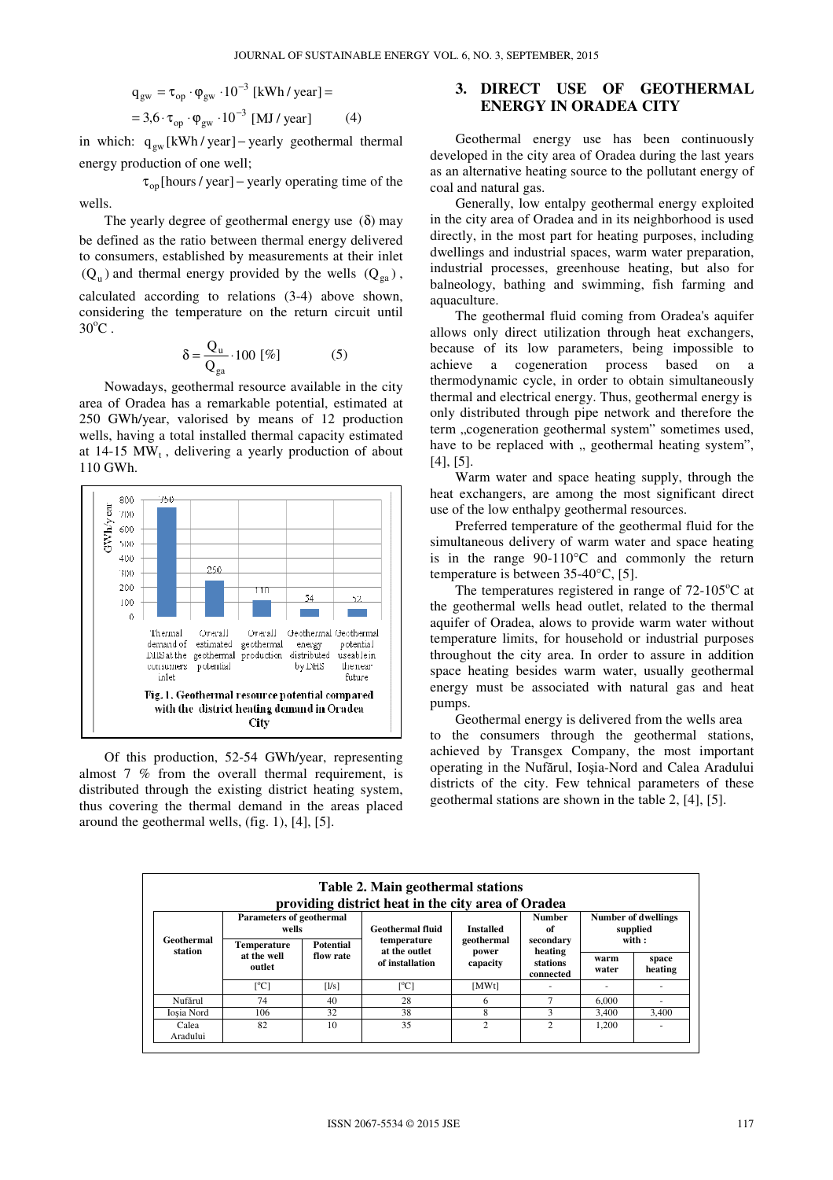$$q_{gw} = \tau_{op} \cdot \varphi_{gw} \cdot 10^{-3} \text{ [kWh / year]} =$$
$$= 3{,}6 \cdot \tau_{op} \cdot \varphi_{gw} \cdot 10^{-3} \text{ [MJ / year]} \qquad (4)$$

in which: $q_{gw}$ [kWh / year] – yearly geothermal thermal energy production of one well;

$\tau_{op}$ [hours / year] – yearly operating time of the wells.

The yearly degree of geothermal energy use ($\delta$) may be defined as the ratio between thermal energy delivered to consumers, established by measurements at their inlet ($Q_u$) and thermal energy provided by the wells ($Q_{ga}$), calculated according to relations (3-4) above shown, considering the temperature on the return circuit until 30°C.

$$\delta = \frac{Q_u}{Q_{ga}} \cdot 100 \text{ [\%]} \qquad (5)$$

Nowadays, geothermal resource available in the city area of Oradea has a remarkable potential, estimated at 250 GWh/year, valorised by means of 12 production wells, having a total installed thermal capacity estimated at 14-15 $MW_t$, delivering a yearly production of about 110 GWh.

| | Thermal demand of DHS at the consumers inlet | Overall estimated geothermal potential | Overall geothermal production | Geothermal energy distributed by DHS | Geothermal potential useable in the near future |
|---|---|---|---|---|---|
| GWh/year | 750 | 250 | 110 | 54 | 52 |

**Fig. 1. Geothermal resource potential compared with the district heating demand in Oradea City**

Of this production, 52-54 GWh/year, representing almost 7 % from the overall thermal requirement, is distributed through the existing district heating system, thus covering the thermal demand in the areas placed around the geothermal wells, (fig. 1), [4], [5].

## 3. DIRECT USE OF GEOTHERMAL ENERGY IN ORADEA CITY

Geothermal energy use has been continuously developed in the city area of Oradea during the last years as an alternative heating source to the pollutant energy of coal and natural gas.

Generally, low entalpy geothermal energy exploited in the city area of Oradea and in its neighborhood is used directly, in the most part for heating purposes, including dwellings and industrial spaces, warm water preparation, industrial processes, greenhouse heating, but also for balneology, bathing and swimming, fish farming and aquaculture.

The geothermal fluid coming from Oradea's aquifer allows only direct utilization through heat exchangers, because of its low parameters, being impossible to achieve a cogeneration process based on a thermodynamic cycle, in order to obtain simultaneously thermal and electrical energy. Thus, geothermal energy is only distributed through pipe network and therefore the term „cogeneration geothermal system" sometimes used, have to be replaced with „ geothermal heating system", [4], [5].

Warm water and space heating supply, through the heat exchangers, are among the most significant direct use of the low enthalpy geothermal resources.

Preferred temperature of the geothermal fluid for the simultaneous delivery of warm water and space heating is in the range 90-110°C and commonly the return temperature is between 35-40°C, [5].

The temperatures registered in range of 72-105°C at the geothermal wells head outlet, related to the thermal aquifer of Oradea, alows to provide warm water without temperature limits, for household or industrial purposes throughout the city area. In order to assure in addition space heating besides warm water, usually geothermal energy must be associated with natural gas and heat pumps.

Geothermal energy is delivered from the wells area to the consumers through the geothermal stations, achieved by Transgex Company, the most important operating in the Nufărul, Ioşia-Nord and Calea Aradului districts of the city. Few tehnical parameters of these geothermal stations are shown in the table 2, [4], [5].

**Table 2. Main geothermal stations providing district heat in the city area of Oradea**

| Geothermal station | Parameters of geothermal wells | | Geothermal fluid temperature at the outlet of installation | Installed geothermal power capacity | Number of secondary heating stations connected | Number of dwellings supplied with : | |
|---|---|---|---|---|---|---|---|
| | Temperature at the well outlet | Potential flow rate | | | | warm water | space heating |
| | [°C] | [l/s] | [°C] | [MWt] | - | - | - |
| Nufărul | 74 | 40 | 28 | 6 | 7 | 6,000 | - |
| Ioşia Nord | 106 | 32 | 38 | 8 | 3 | 3,400 | 3,400 |
| Calea Aradului | 82 | 10 | 35 | 2 | 2 | 1,200 | - |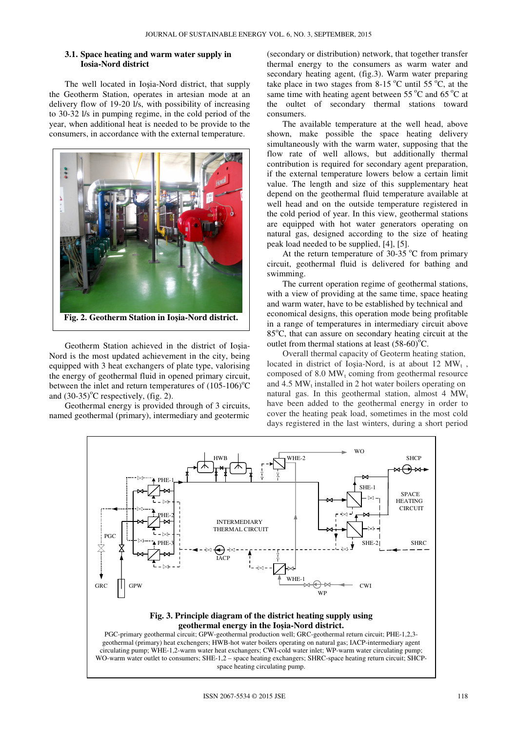### 3.1. Space heating and warm water supply in Iosia-Nord district

The well located in Ioşia-Nord district, that supply the Geotherm Station, operates in artesian mode at an delivery flow of 19-20 l/s, with possibility of increasing to 30-32 l/s in pumping regime, in the cold period of the year, when additional heat is needed to be provide to the consumers, in accordance with the external temperature.

**Fig. 2. Geotherm Station in Ioşia-Nord district.**

Geotherm Station achieved in the district of Ioşia-Nord is the most updated achievement in the city, being equipped with 3 heat exchangers of plate type, valorising the energy of geothermal fluid in opened primary circuit, between the inlet and return temperatures of (105-106)°C and (30-35)°C respectively, (fig. 2).

Geothermal energy is provided through of 3 circuits, named geothermal (primary), intermediary and geotermic (secondary or distribution) network, that together transfer thermal energy to the consumers as warm water and secondary heating agent, (fig.3). Warm water preparing take place in two stages from 8-15 °C until 55 °C, at the same time with heating agent between 55 °C and 65 °C at the oultet of secondary thermal stations toward consumers.

The available temperature at the well head, above shown, make possible the space heating delivery simultaneously with the warm water, supposing that the flow rate of well allows, but additionally thermal contribution is required for secondary agent preparation, if the external temperature lowers below a certain limit value. The length and size of this supplementary heat depend on the geothermal fluid temperature available at well head and on the outside temperature registered in the cold period of year. In this view, geothermal stations are equipped with hot water generators operating on natural gas, designed according to the size of heating peak load needed to be supplied, [4], [5].

At the return temperature of 30-35 °C from primary circuit, geothermal fluid is delivered for bathing and swimming.

The current operation regime of geothermal stations, with a view of providing at the same time, space heating and warm water, have to be established by technical and economical designs, this operation mode being profitable in a range of temperatures in intermediary circuit above 85°C, that can assure on secondary heating circuit at the outlet from thermal stations at least (58-60)°C.

Overall thermal capacity of Geoterm heating station, located in district of Ioşia-Nord, is at about 12 $MW_t$, composed of 8.0 $MW_t$ coming from geothermal resource and 4.5 $MW_t$ installed in 2 hot water boilers operating on natural gas. In this geothermal station, almost 4 $MW_t$ have to be added to the geothermal energy in order to cover the heating peak load, sometimes in the most cold days registered in the last winters, during a short period

**Fig. 3. Principle diagram of the district heating supply using geothermal energy in the Ioşia-Nord district.**

PGC-primary geothermal circuit; GPW-geothermal production well; GRC-geothermal return circuit; PHE-1,2,3-geothermal (primary) heat exchangers; HWB-hot water boilers operating on natural gas; IACP-intermediary agent circulating pump; WHE-1,2-warm water heat exchangers; CWI-cold water inlet; WP-warm water circulating pump; WO-warm water outlet to consumers; SHE-1,2 – space heating exchangers; SHRC-space heating return circuit; SHCP-space heating circulating pump.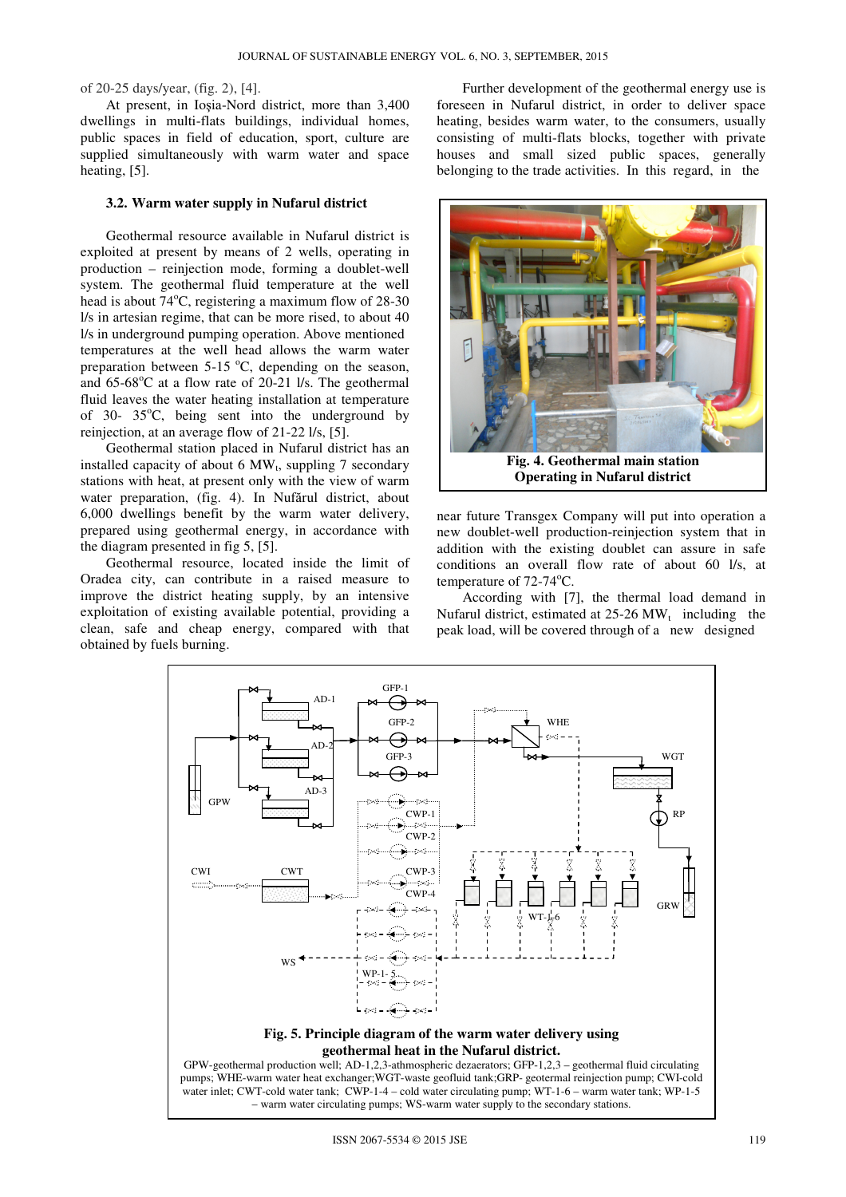of 20-25 days/year, (fig. 2), [4].

At present, in Ioşia-Nord district, more than 3,400 dwellings in multi-flats buildings, individual homes, public spaces in field of education, sport, culture are supplied simultaneously with warm water and space heating, [5].

### 3.2. Warm water supply in Nufarul district

Geothermal resource available in Nufarul district is exploited at present by means of 2 wells, operating in production – reinjection mode, forming a doublet-well system. The geothermal fluid temperature at the well head is about 74$^o$C, registering a maximum flow of 28-30 l/s in artesian regime, that can be more rised, to about 40 l/s in underground pumping operation. Above mentioned temperatures at the well head allows the warm water preparation between 5-15 $^o$C, depending on the season, and 65-68$^o$C at a flow rate of 20-21 l/s. The geothermal fluid leaves the water heating installation at temperature of 30- 35$^o$C, being sent into the underground by reinjection, at an average flow of 21-22 l/s, [5].

Geothermal station placed in Nufarul district has an installed capacity of about 6 MW$_t$, suppling 7 secondary stations with heat, at present only with the view of warm water preparation, (fig. 4). In Nufărul district, about 6,000 dwellings benefit by the warm water delivery, prepared using geothermal energy, in accordance with the diagram presented in fig 5, [5].

Geothermal resource, located inside the limit of Oradea city, can contribute in a raised measure to improve the district heating supply, by an intensive exploitation of existing available potential, providing a clean, safe and cheap energy, compared with that obtained by fuels burning.

Further development of the geothermal energy use is foreseen in Nufarul district, in order to deliver space heating, besides warm water, to the consumers, usually consisting of multi-flats blocks, together with private houses and small sized public spaces, generally belonging to the trade activities. In this regard, in the near future Transgex Company will put into operation a new doublet-well production-reinjection system that in addition with the existing doublet can assure in safe conditions an overall flow rate of about 60 l/s, at temperature of 72-74$^o$C.

**Fig. 4. Geothermal main station Operating in Nufarul district**

According with [7], the thermal load demand in Nufarul district, estimated at 25-26 MW$_t$ including the peak load, will be covered through of a new designed

**Fig. 5. Principle diagram of the warm water delivery using geothermal heat in the Nufarul district.**

GPW-geothermal production well; AD-1,2,3-athmospheric dezaerators; GFP-1,2,3 – geothermal fluid circulating pumps; WHE-warm water heat exchanger;WGT-waste geofluid tank;GRP- geotermal reinjection pump; CWI-cold water inlet; CWT-cold water tank; CWP-1-4 – cold water circulating pump; WT-1-6 – warm water tank; WP-1-5 – warm water circulating pumps; WS-warm water supply to the secondary stations.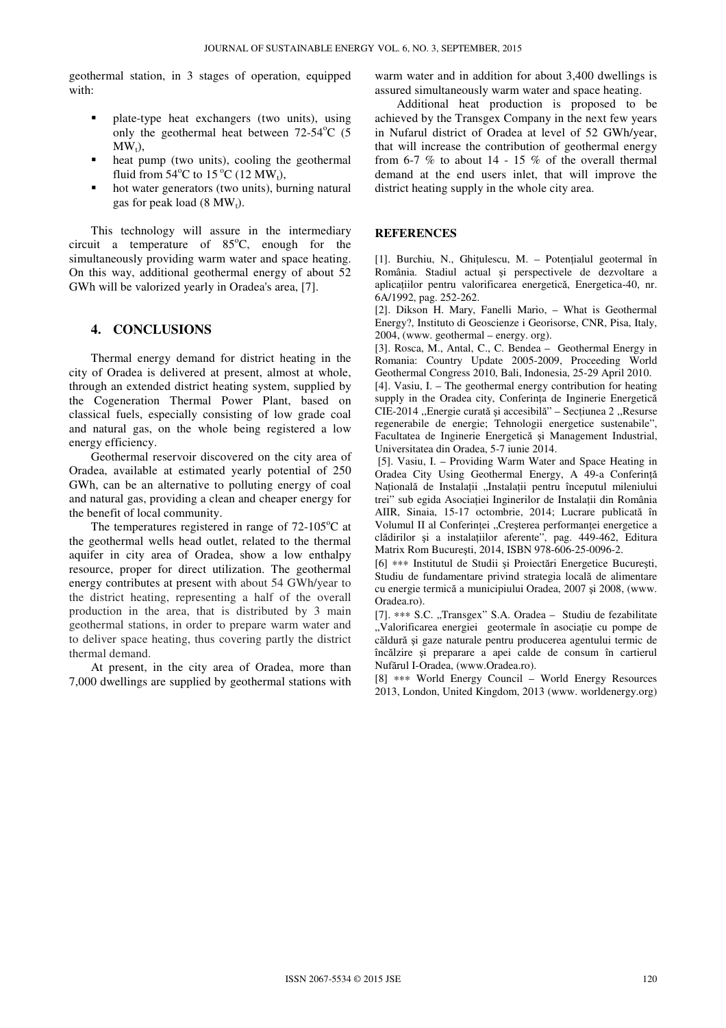geothermal station, in 3 stages of operation, equipped with:

- plate-type heat exchangers (two units), using only the geothermal heat between 72-54°C (5 $MW_t$),
- heat pump (two units), cooling the geothermal fluid from 54°C to 15 °C (12 $MW_t$),
- hot water generators (two units), burning natural gas for peak load (8 $MW_t$).

This technology will assure in the intermediary circuit a temperature of 85°C, enough for the simultaneously providing warm water and space heating. On this way, additional geothermal energy of about 52 GWh will be valorized yearly in Oradea's area, [7].

## 4. CONCLUSIONS

Thermal energy demand for district heating in the city of Oradea is delivered at present, almost at whole, through an extended district heating system, supplied by the Cogeneration Thermal Power Plant, based on classical fuels, especially consisting of low grade coal and natural gas, on the whole being registered a low energy efficiency.

Geothermal reservoir discovered on the city area of Oradea, available at estimated yearly potential of 250 GWh, can be an alternative to polluting energy of coal and natural gas, providing a clean and cheaper energy for the benefit of local community.

The temperatures registered in range of 72-105°C at the geothermal wells head outlet, related to the thermal aquifer in city area of Oradea, show a low enthalpy resource, proper for direct utilization. The geothermal energy contributes at present with about 54 GWh/year to the district heating, representing a half of the overall production in the area, that is distributed by 3 main geothermal stations, in order to prepare warm water and to deliver space heating, thus covering partly the district thermal demand.

At present, in the city area of Oradea, more than 7,000 dwellings are supplied by geothermal stations with warm water and in addition for about 3,400 dwellings is assured simultaneously warm water and space heating.

Additional heat production is proposed to be achieved by the Transgex Company in the next few years in Nufarul district of Oradea at level of 52 GWh/year, that will increase the contribution of geothermal energy from 6-7 % to about 14 - 15 % of the overall thermal demand at the end users inlet, that will improve the district heating supply in the whole city area.

## REFERENCES

[1]. Burchiu, N., Ghițulescu, M. – Potențialul geotermal în România. Stadiul actual și perspectivele de dezvoltare a aplicațiilor pentru valorificarea energetică, Energetica-40, nr. 6A/1992, pag. 252-262.

[2]. Dikson H. Mary, Fanelli Mario, – What is Geothermal Energy?, Instituto di Geoscienze i Georisorse, CNR, Pisa, Italy, 2004, (www. geothermal – energy. org).

[3]. Rosca, M., Antal, C., C. Bendea – Geothermal Energy in Romania: Country Update 2005-2009, Proceeding World Geothermal Congress 2010, Bali, Indonesia, 25-29 April 2010.

[4]. Vasiu, I. – The geothermal energy contribution for heating supply in the Oradea city, Conferința de Inginerie Energetică CIE-2014 „Energie curată și accesibilă" – Secțiunea 2 „Resurse regenerabile de energie; Tehnologii energetice sustenabile", Facultatea de Inginerie Energetică și Management Industrial, Universitatea din Oradea, 5-7 iunie 2014.

[5]. Vasiu, I. – Providing Warm Water and Space Heating in Oradea City Using Geothermal Energy, A 49-a Conferință Națională de Instalații „Instalații pentru începutul mileniului trei" sub egida Asociației Inginerilor de Instalații din România AIIR, Sinaia, 15-17 octombrie, 2014; Lucrare publicată în Volumul II al Conferinței „Creșterea performanței energetice a clădirilor și a instalațiilor aferente", pag. 449-462, Editura Matrix Rom București, 2014, ISBN 978-606-25-0096-2.

[6] *** Institutul de Studii și Proiectări Energetice București, Studiu de fundamentare privind strategia locală de alimentare cu energie termică a municipiului Oradea, 2007 și 2008, (www. Oradea.ro).

[7]. *** S.C. „Transgex" S.A. Oradea – Studiu de fezabilitate „Valorificarea energiei geotermale în asociație cu pompe de căldură și gaze naturale pentru producerea agentului termic de încălzire și preparare a apei calde de consum în cartierul Nufărul I-Oradea, (www.Oradea.ro).

[8] *** World Energy Council – World Energy Resources 2013, London, United Kingdom, 2013 (www. worldenergy.org)